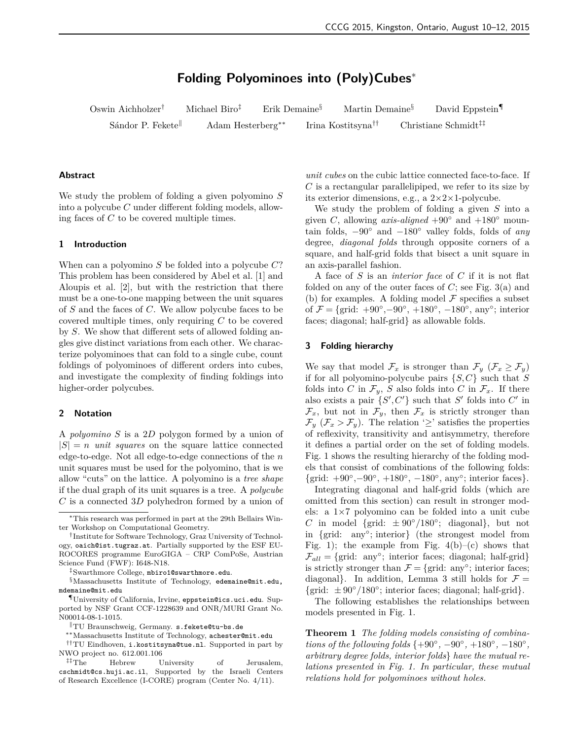# Folding Polyominoes into (Poly)Cubes*

Oswin Aichholzer† Michael Biro‡ Erik Demaine§ Martin Demaine§ David Eppstein¶
Sándor P. Fekete‖ Adam Hesterberg** Irina Kostitsyna†† Christiane Schmidt‡‡

## Abstract

We study the problem of folding a given polyomino $S$ into a polycube $C$ under different folding models, allowing faces of $C$ to be covered multiple times.

## 1 Introduction

When can a polyomino $S$ be folded into a polycube $C$? This problem has been considered by Abel et al. [1] and Aloupis et al. [2], but with the restriction that there must be a one-to-one mapping between the unit squares of $S$ and the faces of $C$. We allow polycube faces to be covered multiple times, only requiring $C$ to be covered by $S$. We show that different sets of allowed folding angles give distinct variations from each other. We characterize polyominoes that can fold to a single cube, count foldings of polyominoes of different orders into cubes, and investigate the complexity of finding foldings into higher-order polycubes.

## 2 Notation

A *polyomino* $S$ is a $2D$ polygon formed by a union of $|S| = n$ *unit squares* on the square lattice connected edge-to-edge. Not all edge-to-edge connections of the $n$ unit squares must be used for the polyomino, that is we allow "cuts" on the lattice. A polyomino is a *tree shape* if the dual graph of its unit squares is a tree. A *polycube* $C$ is a connected $3D$ polyhedron formed by a union of *unit cubes* on the cubic lattice connected face-to-face. If $C$ is a rectangular parallelepiped, we refer to its size by its exterior dimensions, e.g., a $2{\times}2{\times}1$-polycube.

We study the problem of folding a given $S$ into a given $C$, allowing *axis-aligned* $+90°$ and $+180°$ mountain folds, $-90°$ and $-180°$ valley folds, folds of *any* degree, *diagonal folds* through opposite corners of a square, and half-grid folds that bisect a unit square in an axis-parallel fashion.

A face of $S$ is an *interior face* of $C$ if it is not flat folded on any of the outer faces of $C$; see Fig. 3(a) and (b) for examples. A folding model $\mathcal{F}$ specifies a subset of $\mathcal{F} =$ {grid: $+90°$,$-90°$, $+180°$, $-180°$, any°; interior faces; diagonal; half-grid} as allowable folds.

## 3 Folding hierarchy

We say that model $\mathcal{F}_x$ is stronger than $\mathcal{F}_y$ ($\mathcal{F}_x \geq \mathcal{F}_y$) if for all polyomino-polycube pairs $\{S, C\}$ such that $S$ folds into $C$ in $\mathcal{F}_y$, $S$ also folds into $C$ in $\mathcal{F}_x$. If there also exists a pair $\{S', C'\}$ such that $S'$ folds into $C'$ in $\mathcal{F}_x$, but not in $\mathcal{F}_y$, then $\mathcal{F}_x$ is strictly stronger than $\mathcal{F}_y$ ($\mathcal{F}_x > \mathcal{F}_y$). The relation '$\geq$' satisfies the properties of reflexivity, transitivity and antisymmetry, therefore it defines a partial order on the set of folding models. Fig. 1 shows the resulting hierarchy of the folding models that consist of combinations of the following folds: {grid: $+90°$,$-90°$, $+180°$, $-180°$, any°; interior faces}.

Integrating diagonal and half-grid folds (which are omitted from this section) can result in stronger models: a $1{\times}7$ polyomino can be folded into a unit cube $C$ in model {grid: $\pm 90°/180°$; diagonal}, but not in {grid: any°; interior} (the strongest model from Fig. 1); the example from Fig. 4(b)–(c) shows that $\mathcal{F}_{all} =$ {grid: any°; interior faces; diagonal; half-grid} is strictly stronger than $\mathcal{F} =$ {grid: any°; interior faces; diagonal}. In addition, Lemma 3 still holds for $\mathcal{F} =$ {grid: $\pm 90°/180°$; interior faces; diagonal; half-grid}.

The following establishes the relationships between models presented in Fig. 1.

**Theorem 1** *The folding models consisting of combinations of the following folds {$+90°$, $-90°$, $+180°$, $-180°$, arbitrary degree folds, interior folds} have the mutual relations presented in Fig. 1. In particular, these mutual relations hold for polyominoes without holes.*

---

*This research was performed in part at the 29th Bellairs Winter Workshop on Computational Geometry.

†Institute for Software Technology, Graz University of Technology, oaich@ist.tugraz.at. Partially supported by the ESF EUROCORES programme EuroGIGA – CRP ComPoSe, Austrian Science Fund (FWF): I648-N18.

‡Swarthmore College, mbiro1@swarthmore.edu.

§Massachusetts Institute of Technology, edemaine@mit.edu, mdemaine@mit.edu

¶University of California, Irvine, eppstein@ics.uci.edu. Supported by NSF Grant CCF-1228639 and ONR/MURI Grant No. N00014-08-1-1015.

‖TU Braunschweig, Germany. s.fekete@tu-bs.de

**Massachusetts Institute of Technology, achester@mit.edu

††TU Eindhoven, i.kostitsyna@tue.nl. Supported in part by NWO project no. 612.001.106

‡‡The Hebrew University of Jerusalem, cschmidt@cs.huji.ac.il, Supported by the Israeli Centers of Research Excellence (I-CORE) program (Center No. 4/11).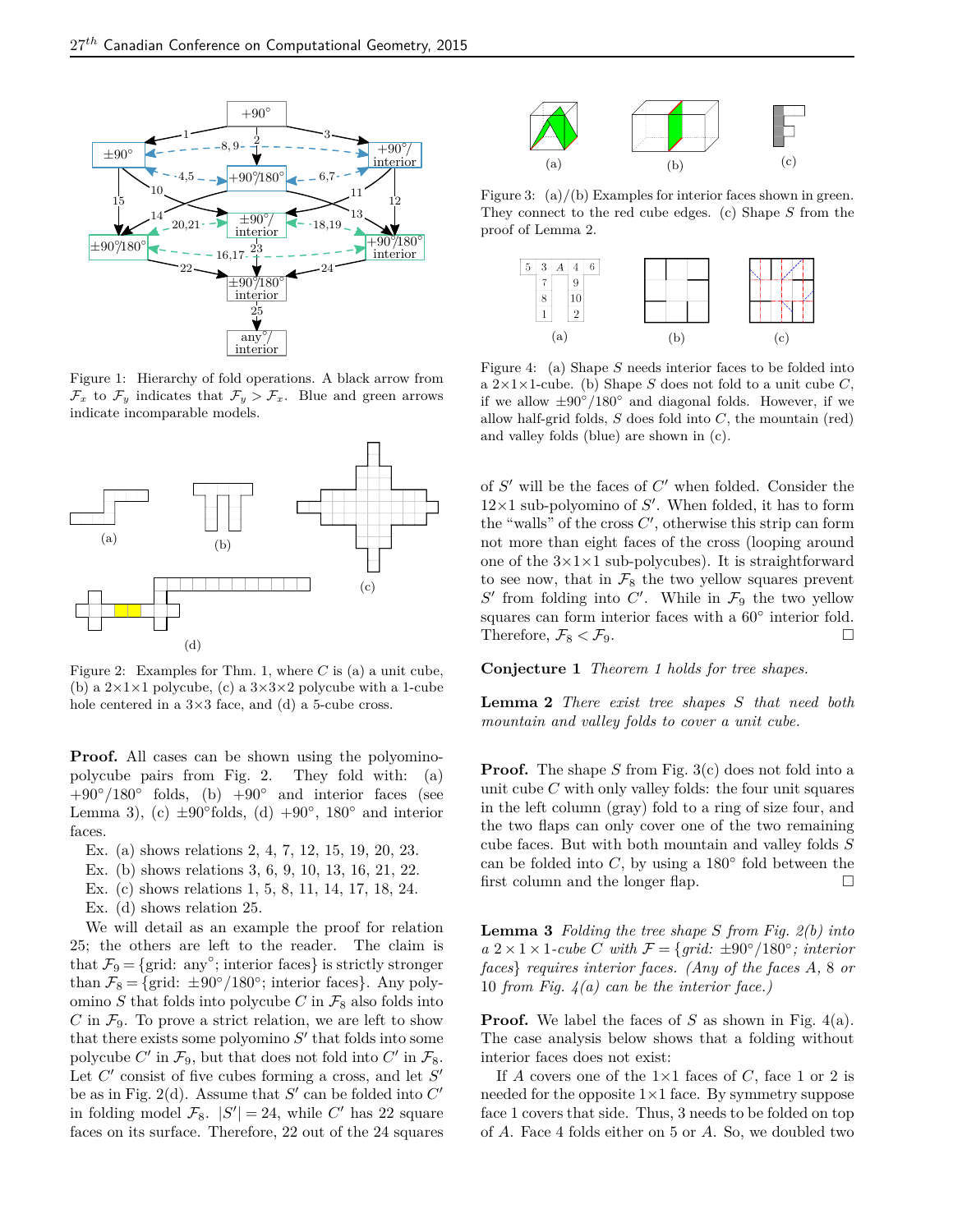Figure 1: Hierarchy of fold operations. A black arrow from $\mathcal{F}_x$ to $\mathcal{F}_y$ indicates that $\mathcal{F}_y > \mathcal{F}_x$. Blue and green arrows indicate incomparable models.

Figure 2: Examples for Thm. 1, where $C$ is (a) a unit cube, (b) a 2×1×1 polycube, (c) a 3×3×2 polycube with a 1-cube hole centered in a 3×3 face, and (d) a 5-cube cross.

**Proof.** All cases can be shown using the polyomino-polycube pairs from Fig. 2. They fold with: (a) +90°/180° folds, (b) +90° and interior faces (see Lemma 3), (c) ±90°folds, (d) +90°, 180° and interior faces.

Ex. (a) shows relations 2, 4, 7, 12, 15, 19, 20, 23.
Ex. (b) shows relations 3, 6, 9, 10, 13, 16, 21, 22.
Ex. (c) shows relations 1, 5, 8, 11, 14, 17, 18, 24.
Ex. (d) shows relation 25.

We will detail as an example the proof for relation 25; the others are left to the reader. The claim is that $\mathcal{F}_9 = \{$grid: any°; interior faces$\}$ is strictly stronger than $\mathcal{F}_8 = \{$grid: ±90°/180°; interior faces$\}$. Any polyomino $S$ that folds into polycube $C$ in $\mathcal{F}_8$ also folds into $C$ in $\mathcal{F}_9$. To prove a strict relation, we are left to show that there exists some polyomino $S'$ that folds into some polycube $C'$ in $\mathcal{F}_9$, but that does not fold into $C'$ in $\mathcal{F}_8$. Let $C'$ consist of five cubes forming a cross, and let $S'$ be as in Fig. 2(d). Assume that $S'$ can be folded into $C'$ in folding model $\mathcal{F}_8$. $|S'| = 24$, while $C'$ has 22 square faces on its surface. Therefore, 22 out of the 24 squares of $S'$ will be the faces of $C'$ when folded. Consider the 12×1 sub-polyomino of $S'$. When folded, it has to form the "walls" of the cross $C'$, otherwise this strip can form not more than eight faces of the cross (looping around one of the 3×1×1 sub-polycubes). It is straightforward to see now, that in $\mathcal{F}_8$ the two yellow squares prevent $S'$ from folding into $C'$. While in $\mathcal{F}_9$ the two yellow squares can form interior faces with a 60° interior fold. Therefore, $\mathcal{F}_8 < \mathcal{F}_9$. □

Figure 3: (a)/(b) Examples for interior faces shown in green. They connect to the red cube edges. (c) Shape $S$ from the proof of Lemma 2.

Figure 4: (a) Shape $S$ needs interior faces to be folded into a 2×1×1-cube. (b) Shape $S$ does not fold to a unit cube $C$, if we allow ±90°/180° and diagonal folds. However, if we allow half-grid folds, $S$ does fold into $C$, the mountain (red) and valley folds (blue) are shown in (c).

**Conjecture 1** *Theorem 1 holds for tree shapes.*

**Lemma 2** *There exist tree shapes $S$ that need both mountain and valley folds to cover a unit cube.*

**Proof.** The shape $S$ from Fig. 3(c) does not fold into a unit cube $C$ with only valley folds: the four unit squares in the left column (gray) fold to a ring of size four, and the two flaps can only cover one of the two remaining cube faces. But with both mountain and valley folds $S$ can be folded into $C$, by using a 180° fold between the first column and the longer flap. □

**Lemma 3** *Folding the tree shape $S$ from Fig. 2(b) into a 2×1×1-cube $C$ with $\mathcal{F} = \{$grid: ±90°/180°; interior faces$\}$ requires interior faces. (Any of the faces $A$, 8 or 10 from Fig. 4(a) can be the interior face.)*

**Proof.** We label the faces of $S$ as shown in Fig. 4(a). The case analysis below shows that a folding without interior faces does not exist:

If $A$ covers one of the 1×1 faces of $C$, face 1 or 2 is needed for the opposite 1×1 face. By symmetry suppose face 1 covers that side. Thus, 3 needs to be folded on top of $A$. Face 4 folds either on 5 or $A$. So, we doubled two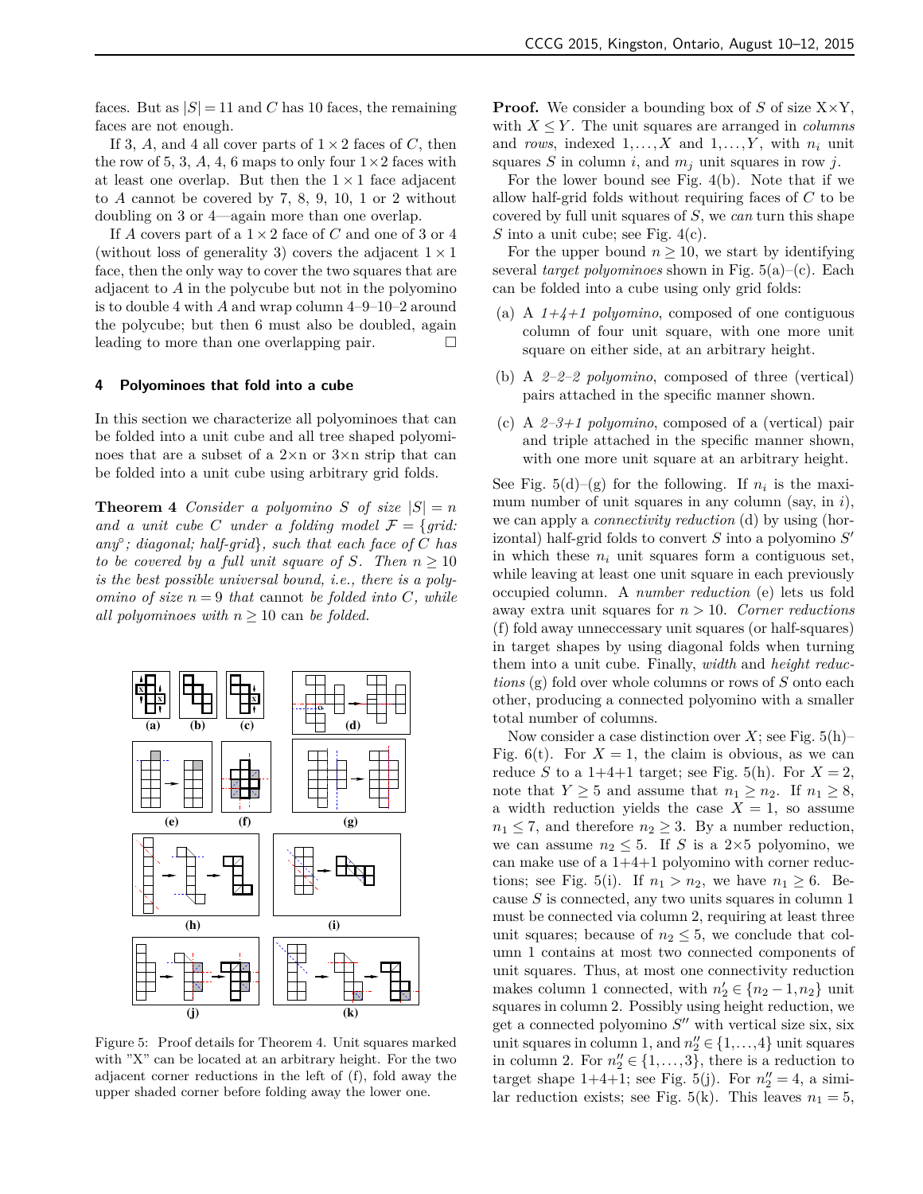faces. But as $|S| = 11$ and $C$ has 10 faces, the remaining faces are not enough.

If 3, $A$, and 4 all cover parts of $1 \times 2$ faces of $C$, then the row of 5, 3, $A$, 4, 6 maps to only four $1 \times 2$ faces with at least one overlap. But then the $1 \times 1$ face adjacent to $A$ cannot be covered by 7, 8, 9, 10, 1 or 2 without doubling on 3 or 4—again more than one overlap.

If $A$ covers part of a $1 \times 2$ face of $C$ and one of 3 or 4 (without loss of generality 3) covers the adjacent $1 \times 1$ face, then the only way to cover the two squares that are adjacent to $A$ in the polycube but not in the polyomino is to double 4 with $A$ and wrap column 4–9–10–2 around the polycube; but then 6 must also be doubled, again leading to more than one overlapping pair. □

## 4 Polyominoes that fold into a cube

In this section we characterize all polyominoes that can be folded into a unit cube and all tree shaped polyominoes that are a subset of a 2×n or 3×n strip that can be folded into a unit cube using arbitrary grid folds.

**Theorem 4** *Consider a polyomino $S$ of size $|S| = n$ and a unit cube $C$ under a folding model $\mathcal{F} = \{grid: any^\circ;\ diagonal;\ half\text{-}grid\}$, such that each face of $C$ has to be covered by a full unit square of $S$. Then $n \geq 10$ is the best possible universal bound, i.e., there is a polyomino of size $n = 9$ that* cannot *be folded into $C$, while all polyominoes with $n \geq 10$* can *be folded.*

Figure 5: Proof details for Theorem 4. Unit squares marked with "X" can be located at an arbitrary height. For the two adjacent corner reductions in the left of (f), fold away the upper shaded corner before folding away the lower one.

**Proof.** We consider a bounding box of $S$ of size X×Y, with $X \leq Y$. The unit squares are arranged in *columns* and *rows*, indexed $1, \ldots, X$ and $1, \ldots, Y$, with $n_i$ unit squares $S$ in column $i$, and $m_j$ unit squares in row $j$.

For the lower bound see Fig. 4(b). Note that if we allow half-grid folds without requiring faces of $C$ to be covered by full unit squares of $S$, we *can* turn this shape $S$ into a unit cube; see Fig. 4(c).

For the upper bound $n \geq 10$, we start by identifying several *target polyominoes* shown in Fig. 5(a)–(c). Each can be folded into a cube using only grid folds:

(a) A *1+4+1 polyomino*, composed of one contiguous column of four unit square, with one more unit square on either side, at an arbitrary height.

(b) A *2–2–2 polyomino*, composed of three (vertical) pairs attached in the specific manner shown.

(c) A *2–3+1 polyomino*, composed of a (vertical) pair and triple attached in the specific manner shown, with one more unit square at an arbitrary height.

See Fig. 5(d)–(g) for the following. If $n_i$ is the maximum number of unit squares in any column (say, in $i$), we can apply a *connectivity reduction* (d) by using (horizontal) half-grid folds to convert $S$ into a polyomino $S'$ in which these $n_i$ unit squares form a contiguous set, while leaving at least one unit square in each previously occupied column. A *number reduction* (e) lets us fold away extra unit squares for $n > 10$. *Corner reductions* (f) fold away unneccessary unit squares (or half-squares) in target shapes by using diagonal folds when turning them into a unit cube. Finally, *width* and *height reductions* (g) fold over whole columns or rows of $S$ onto each other, producing a connected polyomino with a smaller total number of columns.

Now consider a case distinction over $X$; see Fig. 5(h)–Fig. 6(t). For $X = 1$, the claim is obvious, as we can reduce $S$ to a 1+4+1 target; see Fig. 5(h). For $X = 2$, note that $Y \geq 5$ and assume that $n_1 \geq n_2$. If $n_1 \geq 8$, a width reduction yields the case $X = 1$, so assume $n_1 \leq 7$, and therefore $n_2 \geq 3$. By a number reduction, we can assume $n_2 \leq 5$. If $S$ is a 2×5 polyomino, we can make use of a 1+4+1 polyomino with corner reductions; see Fig. 5(i). If $n_1 > n_2$, we have $n_1 \geq 6$. Because $S$ is connected, any two units squares in column 1 must be connected via column 2, requiring at least three unit squares; because of $n_2 \leq 5$, we conclude that column 1 contains at most two connected components of unit squares. Thus, at most one connectivity reduction makes column 1 connected, with $n'_2 \in \{n_2 - 1, n_2\}$ unit squares in column 2. Possibly using height reduction, we get a connected polyomino $S''$ with vertical size six, six unit squares in column 1, and $n''_2 \in \{1, \ldots, 4\}$ unit squares in column 2. For $n''_2 \in \{1, \ldots, 3\}$, there is a reduction to target shape 1+4+1; see Fig. 5(j). For $n''_2 = 4$, a similar reduction exists; see Fig. 5(k). This leaves $n_1 = 5$,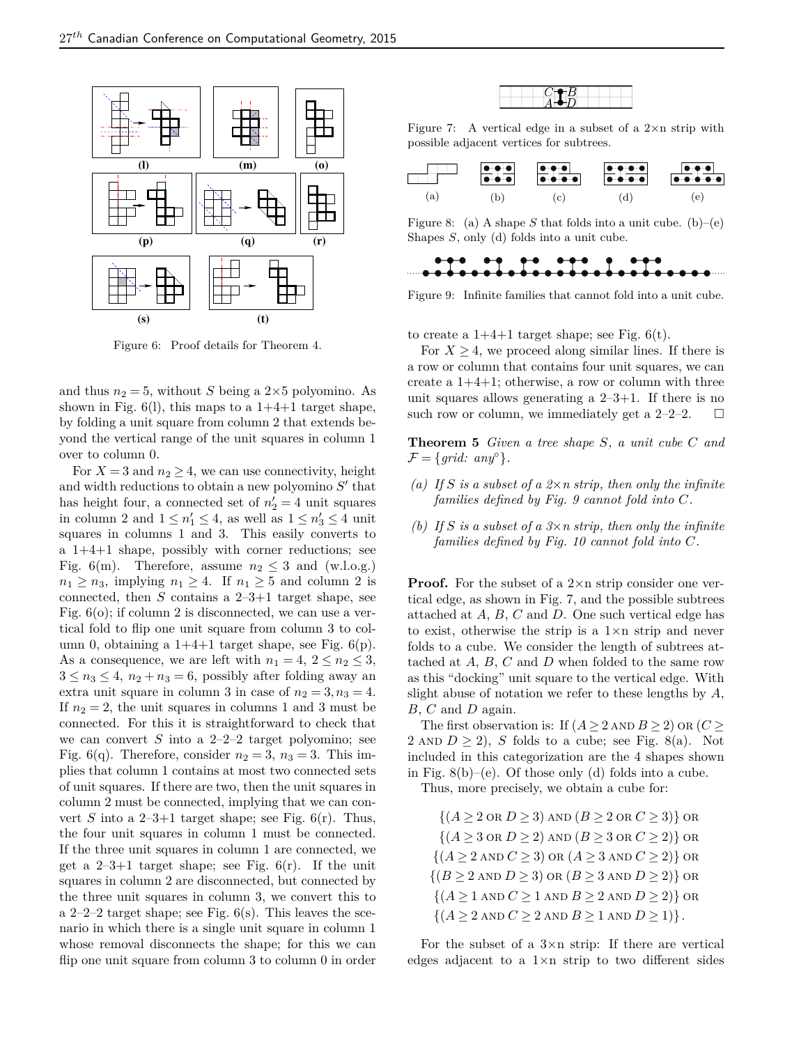Figure 6: Proof details for Theorem 4.

and thus $n_2 = 5$, without $S$ being a 2×5 polyomino. As shown in Fig. 6(l), this maps to a 1+4+1 target shape, by folding a unit square from column 2 that extends beyond the vertical range of the unit squares in column 1 over to column 0.

For $X = 3$ and $n_2 \geq 4$, we can use connectivity, height and width reductions to obtain a new polyomino $S'$ that has height four, a connected set of $n'_2 = 4$ unit squares in column 2 and $1 \leq n'_1 \leq 4$, as well as $1 \leq n'_3 \leq 4$ unit squares in columns 1 and 3. This easily converts to a 1+4+1 shape, possibly with corner reductions; see Fig. 6(m). Therefore, assume $n_2 \leq 3$ and (w.l.o.g.) $n_1 \geq n_3$, implying $n_1 \geq 4$. If $n_1 \geq 5$ and column 2 is connected, then $S$ contains a 2–3+1 target shape, see Fig. 6(o); if column 2 is disconnected, we can use a vertical fold to flip one unit square from column 3 to column 0, obtaining a 1+4+1 target shape, see Fig. 6(p). As a consequence, we are left with $n_1 = 4$, $2 \leq n_2 \leq 3$, $3 \leq n_3 \leq 4$, $n_2 + n_3 = 6$, possibly after folding away an extra unit square in column 3 in case of $n_2 = 3, n_3 = 4$. If $n_2 = 2$, the unit squares in columns 1 and 3 must be connected. For this it is straightforward to check that we can convert $S$ into a 2–2–2 target polyomino; see Fig. 6(q). Therefore, consider $n_2 = 3$, $n_3 = 3$. This implies that column 1 contains at most two connected sets of unit squares. If there are two, then the unit squares in column 2 must be connected, implying that we can convert $S$ into a 2–3+1 target shape; see Fig. 6(r). Thus, the four unit squares in column 1 must be connected. If the three unit squares in column 1 are connected, we get a 2–3+1 target shape; see Fig. 6(r). If the unit squares in column 2 are disconnected, but connected by the three unit squares in column 3, we convert this to a 2–2–2 target shape; see Fig. 6(s). This leaves the scenario in which there is a single unit square in column 1 whose removal disconnects the shape; for this we can flip one unit square from column 3 to column 0 in order to create a 1+4+1 target shape; see Fig. 6(t).

For $X \geq 4$, we proceed along similar lines. If there is a row or column that contains four unit squares, we can create a 1+4+1; otherwise, a row or column with three unit squares allows generating a 2–3+1. If there is no such row or column, we immediately get a 2–2–2. □

Figure 7: A vertical edge in a subset of a 2×n strip with possible adjacent vertices for subtrees.

Figure 8: (a) A shape $S$ that folds into a unit cube. (b)–(e) Shapes $S$, only (d) folds into a unit cube.

Figure 9: Infinite families that cannot fold into a unit cube.

**Theorem 5** *Given a tree shape $S$, a unit cube $C$ and $\mathcal{F} = \{grid\text{: } any^\circ\}$.*

*(a) If $S$ is a subset of a 2×n strip, then only the infinite families defined by Fig. 9 cannot fold into $C$.*

*(b) If $S$ is a subset of a 3×n strip, then only the infinite families defined by Fig. 10 cannot fold into $C$.*

**Proof.** For the subset of a 2×n strip consider one vertical edge, as shown in Fig. 7, and the possible subtrees attached at $A$, $B$, $C$ and $D$. One such vertical edge has to exist, otherwise the strip is a 1×n strip and never folds to a cube. We consider the length of subtrees attached at $A$, $B$, $C$ and $D$ when folded to the same row as this "docking" unit square to the vertical edge. With slight abuse of notation we refer to these lengths by $A$, $B$, $C$ and $D$ again.

The first observation is: If ($A \geq 2$ AND $B \geq 2$) OR ($C \geq 2$ AND $D \geq 2$), $S$ folds to a cube; see Fig. 8(a). Not included in this categorization are the 4 shapes shown in Fig. 8(b)–(e). Of those only (d) folds into a cube.

Thus, more precisely, we obtain a cube for:

$$\begin{gathered}
\{(A \geq 2 \text{ OR } D \geq 3) \text{ AND } (B \geq 2 \text{ OR } C \geq 3)\} \text{ OR} \\
\{(A \geq 3 \text{ OR } D \geq 2) \text{ AND } (B \geq 3 \text{ OR } C \geq 2)\} \text{ OR} \\
\{(A \geq 2 \text{ AND } C \geq 3) \text{ OR } (A \geq 3 \text{ AND } C \geq 2)\} \text{ OR} \\
\{(B \geq 2 \text{ AND } D \geq 3) \text{ OR } (B \geq 3 \text{ AND } D \geq 2)\} \text{ OR} \\
\{(A \geq 1 \text{ AND } C \geq 1 \text{ AND } B \geq 2 \text{ AND } D \geq 2)\} \text{ OR} \\
\{(A \geq 2 \text{ AND } C \geq 2 \text{ AND } B \geq 1 \text{ AND } D \geq 1)\}.
\end{gathered}$$

For the subset of a 3×n strip: If there are vertical edges adjacent to a 1×n strip to two different sides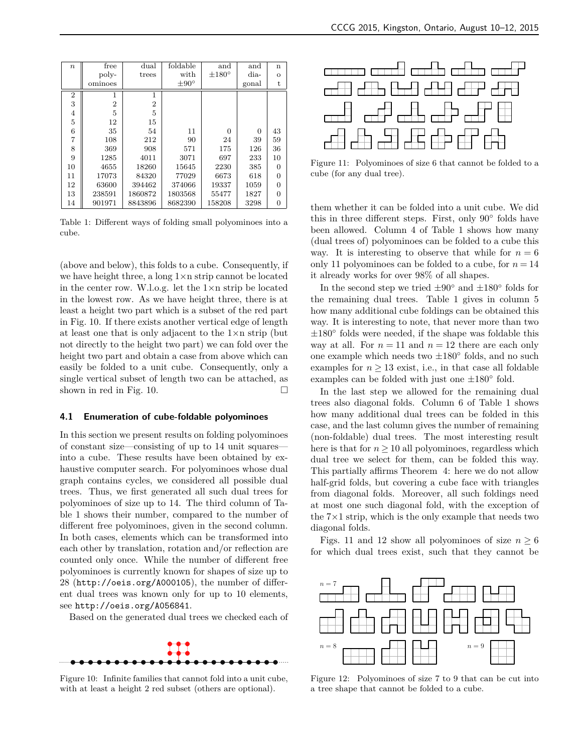| $n$ | free polyominoes | dual trees | foldable with $\pm 90°$ | and $\pm 180°$ | and diagonal | not |
|---|---|---|---|---|---|---|
| 2 | 1 | 1 | | | | |
| 3 | 2 | 2 | | | | |
| 4 | 5 | 5 | | | | |
| 5 | 12 | 15 | | | | |
| 6 | 35 | 54 | 11 | 0 | 0 | 43 |
| 7 | 108 | 212 | 90 | 24 | 39 | 59 |
| 8 | 369 | 908 | 571 | 175 | 126 | 36 |
| 9 | 1285 | 4011 | 3071 | 697 | 233 | 10 |
| 10 | 4655 | 18260 | 15645 | 2230 | 385 | 0 |
| 11 | 17073 | 84320 | 77029 | 6673 | 618 | 0 |
| 12 | 63600 | 394462 | 374066 | 19337 | 1059 | 0 |
| 13 | 238591 | 1860872 | 1803568 | 55477 | 1827 | 0 |
| 14 | 901971 | 8843896 | 8682390 | 158208 | 3298 | 0 |

Table 1: Different ways of folding small polyominoes into a cube.

(above and below), this folds to a cube. Consequently, if we have height three, a long $1 \times n$ strip cannot be located in the center row. W.l.o.g. let the $1 \times n$ strip be located in the lowest row. As we have height three, there is at least a height two part which is a subset of the red part in Fig. 10. If there exists another vertical edge of length at least one that is only adjacent to the $1 \times n$ strip (but not directly to the height two part) we can fold over the height two part and obtain a case from above which can easily be folded to a unit cube. Consequently, only a single vertical subset of length two can be attached, as shown in red in Fig. 10. □

### 4.1 Enumeration of cube-foldable polyominoes

In this section we present results on folding polyominoes of constant size—consisting of up to 14 unit squares—into a cube. These results have been obtained by exhaustive computer search. For polyominoes whose dual graph contains cycles, we considered all possible dual trees. Thus, we first generated all such dual trees for polyominoes of size up to 14. The third column of Table 1 shows their number, compared to the number of different free polyominoes, given in the second column. In both cases, elements which can be transformed into each other by translation, rotation and/or reflection are counted only once. While the number of different free polyominoes is currently known for shapes of size up to 28 (http://oeis.org/A000105), the number of different dual trees was known only for up to 10 elements, see http://oeis.org/A056841.

Based on the generated dual trees we checked each of them whether it can be folded into a unit cube. We did this in three different steps. First, only 90° folds have been allowed. Column 4 of Table 1 shows how many (dual trees of) polyominoes can be folded to a cube this way. It is interesting to observe that while for $n = 6$ only 11 polyominoes can be folded to a cube, for $n = 14$ it already works for over 98% of all shapes.

In the second step we tried $\pm 90°$ and $\pm 180°$ folds for the remaining dual trees. Table 1 gives in column 5 how many additional cube foldings can be obtained this way. It is interesting to note, that never more than two $\pm 180°$ folds were needed, if the shape was foldable this way at all. For $n = 11$ and $n = 12$ there are each only one example which needs two $\pm 180°$ folds, and no such examples for $n \geq 13$ exist, i.e., in that case all foldable examples can be folded with just one $\pm 180°$ fold.

In the last step we allowed for the remaining dual trees also diagonal folds. Column 6 of Table 1 shows how many additional dual trees can be folded in this case, and the last column gives the number of remaining (non-foldable) dual trees. The most interesting result here is that for $n \geq 10$ all polyominoes, regardless which dual tree we select for them, can be folded this way. This partially affirms Theorem 4: here we do not allow half-grid folds, but covering a cube face with triangles from diagonal folds. Moreover, all such foldings need at most one such diagonal fold, with the exception of the $7 \times 1$ strip, which is the only example that needs two diagonal folds.

Figs. 11 and 12 show all polyominoes of size $n \geq 6$ for which dual trees exist, such that they cannot be

Figure 10: Infinite families that cannot fold into a unit cube, with at least a height 2 red subset (others are optional).

Figure 11: Polyominoes of size 6 that cannot be folded to a cube (for any dual tree).

Figure 12: Polyominoes of size 7 to 9 that can be cut into a tree shape that cannot be folded to a cube.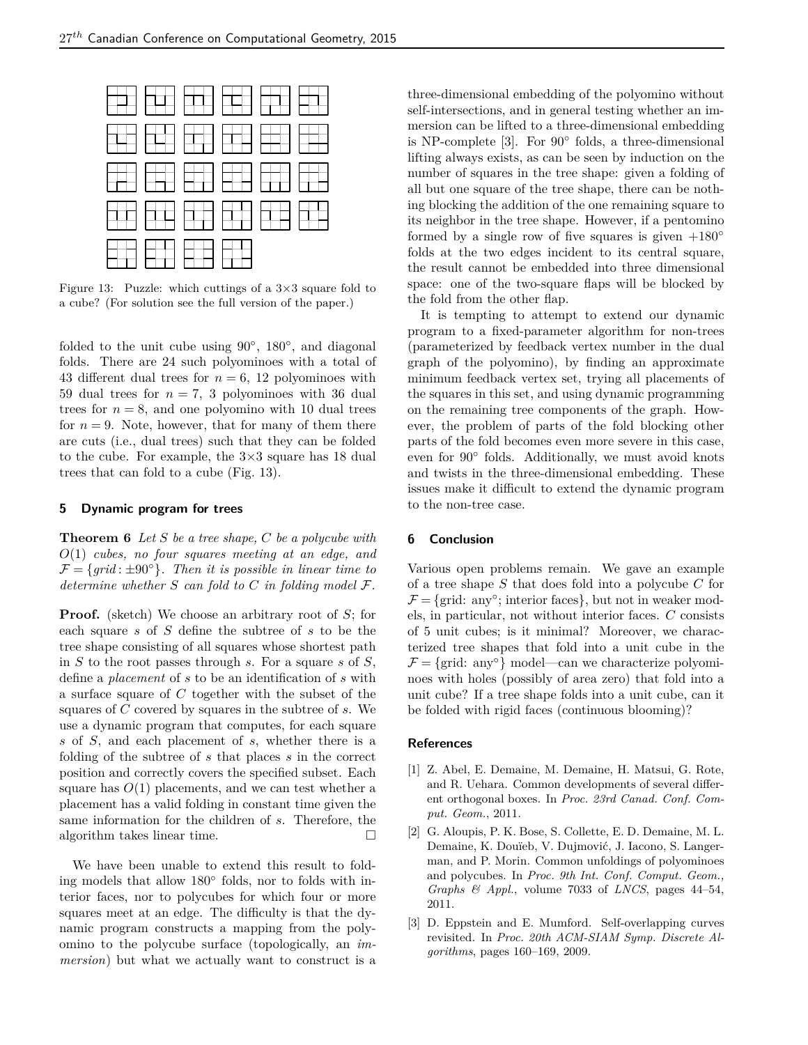Figure 13: Puzzle: which cuttings of a 3×3 square fold to a cube? (For solution see the full version of the paper.)

folded to the unit cube using 90°, 180°, and diagonal folds. There are 24 such polyominoes with a total of 43 different dual trees for $n = 6$, 12 polyominoes with 59 dual trees for $n = 7$, 3 polyominoes with 36 dual trees for $n = 8$, and one polyomino with 10 dual trees for $n = 9$. Note, however, that for many of them there are cuts (i.e., dual trees) such that they can be folded to the cube. For example, the 3×3 square has 18 dual trees that can fold to a cube (Fig. 13).

## 5 Dynamic program for trees

**Theorem 6** *Let $S$ be a tree shape, $C$ be a polycube with $O(1)$ cubes, no four squares meeting at an edge, and $\mathcal{F} = \{grid : \pm 90°\}$. Then it is possible in linear time to determine whether $S$ can fold to $C$ in folding model $\mathcal{F}$.*

**Proof.** (sketch) We choose an arbitrary root of $S$; for each square $s$ of $S$ define the subtree of $s$ to be the tree shape consisting of all squares whose shortest path in $S$ to the root passes through $s$. For a square $s$ of $S$, define a *placement* of $s$ to be an identification of $s$ with a surface square of $C$ together with the subset of the squares of $C$ covered by squares in the subtree of $s$. We use a dynamic program that computes, for each square $s$ of $S$, and each placement of $s$, whether there is a folding of the subtree of $s$ that places $s$ in the correct position and correctly covers the specified subset. Each square has $O(1)$ placements, and we can test whether a placement has a valid folding in constant time given the same information for the children of $s$. Therefore, the algorithm takes linear time. □

We have been unable to extend this result to folding models that allow 180° folds, nor to folds with interior faces, nor to polycubes for which four or more squares meet at an edge. The difficulty is that the dynamic program constructs a mapping from the polyomino to the polycube surface (topologically, an *immersion*) but what we actually want to construct is a three-dimensional embedding of the polyomino without self-intersections, and in general testing whether an immersion can be lifted to a three-dimensional embedding is NP-complete [3]. For 90° folds, a three-dimensional lifting always exists, as can be seen by induction on the number of squares in the tree shape: given a folding of all but one square of the tree shape, there can be nothing blocking the addition of the one remaining square to its neighbor in the tree shape. However, if a pentomino formed by a single row of five squares is given +180° folds at the two edges incident to its central square, the result cannot be embedded into three dimensional space: one of the two-square flaps will be blocked by the fold from the other flap.

It is tempting to attempt to extend our dynamic program to a fixed-parameter algorithm for non-trees (parameterized by feedback vertex number in the dual graph of the polyomino), by finding an approximate minimum feedback vertex set, trying all placements of the squares in this set, and using dynamic programming on the remaining tree components of the graph. However, the problem of parts of the fold blocking other parts of the fold becomes even more severe in this case, even for 90° folds. Additionally, we must avoid knots and twists in the three-dimensional embedding. These issues make it difficult to extend the dynamic program to the non-tree case.

## 6 Conclusion

Various open problems remain. We gave an example of a tree shape $S$ that does fold into a polycube $C$ for $\mathcal{F} = \{\text{grid: any}°\text{; interior faces}\}$, but not in weaker models, in particular, not without interior faces. $C$ consists of 5 unit cubes; is it minimal? Moreover, we characterized tree shapes that fold into a unit cube in the $\mathcal{F} = \{\text{grid: any}°\}$ model—can we characterize polyominoes with holes (possibly of area zero) that fold into a unit cube? If a tree shape folds into a unit cube, can it be folded with rigid faces (continuous blooming)?

### References

[1] Z. Abel, E. Demaine, M. Demaine, H. Matsui, G. Rote, and R. Uehara. Common developments of several different orthogonal boxes. In *Proc. 23rd Canad. Conf. Comput. Geom.*, 2011.

[2] G. Aloupis, P. K. Bose, S. Collette, E. D. Demaine, M. L. Demaine, K. Douïeb, V. Dujmović, J. Iacono, S. Langerman, and P. Morin. Common unfoldings of polyominoes and polycubes. In *Proc. 9th Int. Conf. Comput. Geom., Graphs & Appl.*, volume 7033 of *LNCS*, pages 44–54, 2011.

[3] D. Eppstein and E. Mumford. Self-overlapping curves revisited. In *Proc. 20th ACM-SIAM Symp. Discrete Algorithms*, pages 160–169, 2009.